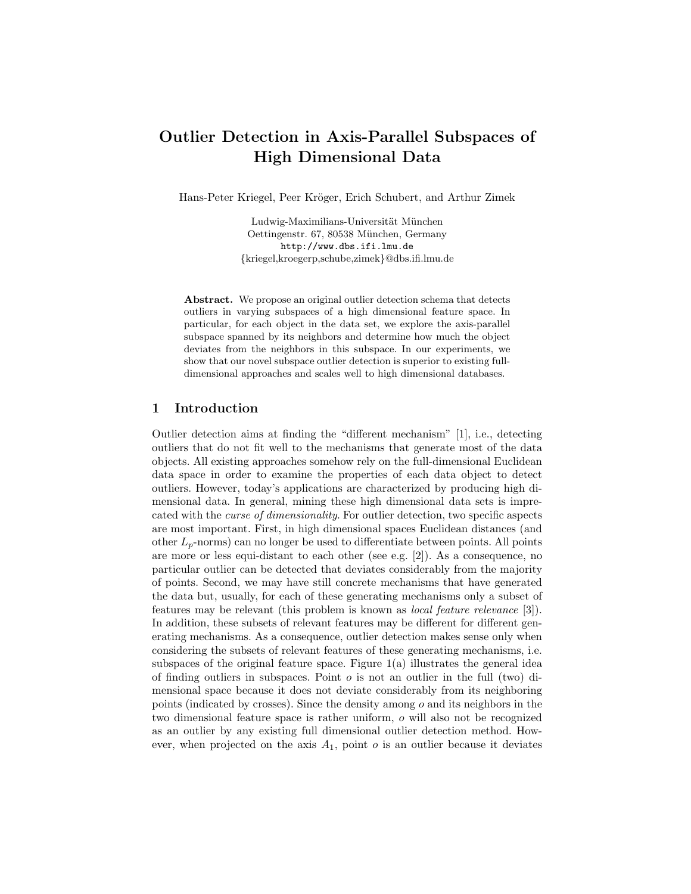# Outlier Detection in Axis-Parallel Subspaces of High Dimensional Data

Hans-Peter Kriegel, Peer Kröger, Erich Schubert, and Arthur Zimek

Ludwig-Maximilians-Universität München
Oettingenstr. 67, 80538 München, Germany
http://www.dbs.ifi.lmu.de
{kriegel,kroegerp,schube,zimek}@dbs.ifi.lmu.de

**Abstract.** We propose an original outlier detection schema that detects outliers in varying subspaces of a high dimensional feature space. In particular, for each object in the data set, we explore the axis-parallel subspace spanned by its neighbors and determine how much the object deviates from the neighbors in this subspace. In our experiments, we show that our novel subspace outlier detection is superior to existing full-dimensional approaches and scales well to high dimensional databases.

## 1 Introduction

Outlier detection aims at finding the "different mechanism" [1], i.e., detecting outliers that do not fit well to the mechanisms that generate most of the data objects. All existing approaches somehow rely on the full-dimensional Euclidean data space in order to examine the properties of each data object to detect outliers. However, today's applications are characterized by producing high dimensional data. In general, mining these high dimensional data sets is imprecated with the *curse of dimensionality*. For outlier detection, two specific aspects are most important. First, in high dimensional spaces Euclidean distances (and other $L_p$-norms) can no longer be used to differentiate between points. All points are more or less equi-distant to each other (see e.g. [2]). As a consequence, no particular outlier can be detected that deviates considerably from the majority of points. Second, we may have still concrete mechanisms that have generated the data but, usually, for each of these generating mechanisms only a subset of features may be relevant (this problem is known as *local feature relevance* [3]). In addition, these subsets of relevant features may be different for different generating mechanisms. As a consequence, outlier detection makes sense only when considering the subsets of relevant features of these generating mechanisms, i.e. subspaces of the original feature space. Figure 1(a) illustrates the general idea of finding outliers in subspaces. Point $o$ is not an outlier in the full (two) dimensional space because it does not deviate considerably from its neighboring points (indicated by crosses). Since the density among $o$ and its neighbors in the two dimensional feature space is rather uniform, $o$ will also not be recognized as an outlier by any existing full dimensional outlier detection method. However, when projected on the axis $A_1$, point $o$ is an outlier because it deviates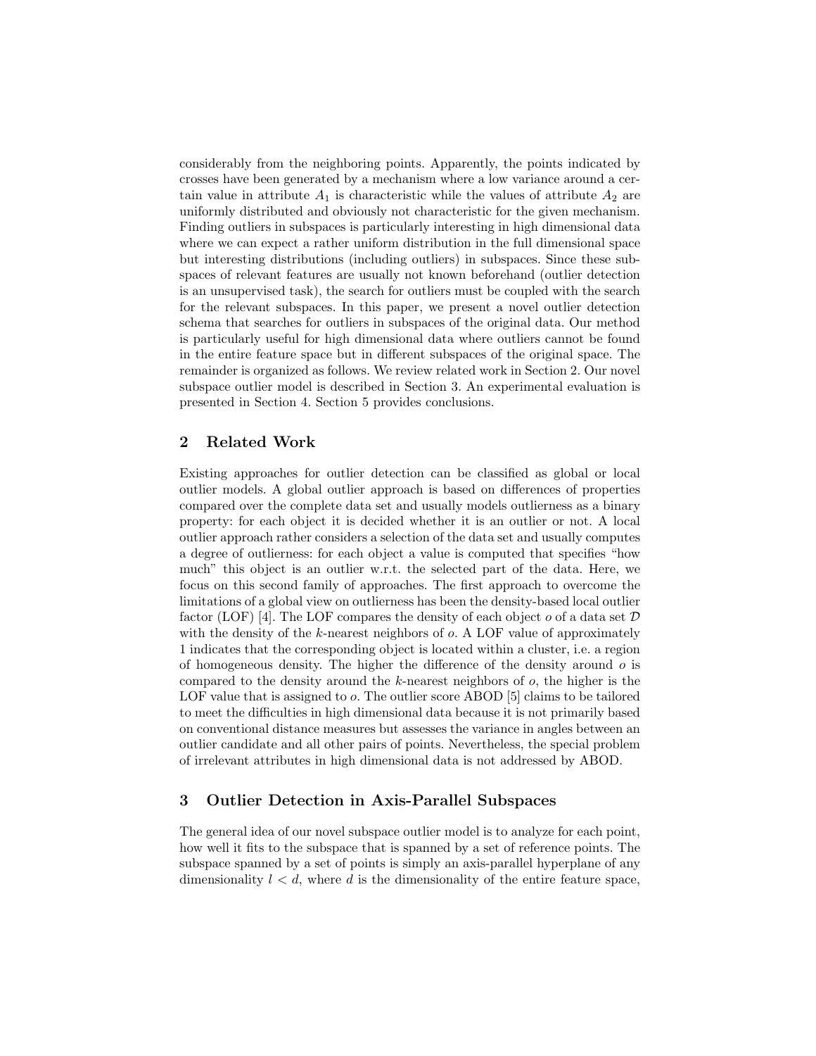considerably from the neighboring points. Apparently, the points indicated by crosses have been generated by a mechanism where a low variance around a certain value in attribute $A_1$ is characteristic while the values of attribute $A_2$ are uniformly distributed and obviously not characteristic for the given mechanism. Finding outliers in subspaces is particularly interesting in high dimensional data where we can expect a rather uniform distribution in the full dimensional space but interesting distributions (including outliers) in subspaces. Since these subspaces of relevant features are usually not known beforehand (outlier detection is an unsupervised task), the search for outliers must be coupled with the search for the relevant subspaces. In this paper, we present a novel outlier detection schema that searches for outliers in subspaces of the original data. Our method is particularly useful for high dimensional data where outliers cannot be found in the entire feature space but in different subspaces of the original space. The remainder is organized as follows. We review related work in Section 2. Our novel subspace outlier model is described in Section 3. An experimental evaluation is presented in Section 4. Section 5 provides conclusions.

## 2 Related Work

Existing approaches for outlier detection can be classified as global or local outlier models. A global outlier approach is based on differences of properties compared over the complete data set and usually models outlierness as a binary property: for each object it is decided whether it is an outlier or not. A local outlier approach rather considers a selection of the data set and usually computes a degree of outlierness: for each object a value is computed that specifies "how much" this object is an outlier w.r.t. the selected part of the data. Here, we focus on this second family of approaches. The first approach to overcome the limitations of a global view on outlierness has been the density-based local outlier factor (LOF) [4]. The LOF compares the density of each object $o$ of a data set $\mathcal{D}$ with the density of the $k$-nearest neighbors of $o$. A LOF value of approximately 1 indicates that the corresponding object is located within a cluster, i.e. a region of homogeneous density. The higher the difference of the density around $o$ is compared to the density around the $k$-nearest neighbors of $o$, the higher is the LOF value that is assigned to $o$. The outlier score ABOD [5] claims to be tailored to meet the difficulties in high dimensional data because it is not primarily based on conventional distance measures but assesses the variance in angles between an outlier candidate and all other pairs of points. Nevertheless, the special problem of irrelevant attributes in high dimensional data is not addressed by ABOD.

## 3 Outlier Detection in Axis-Parallel Subspaces

The general idea of our novel subspace outlier model is to analyze for each point, how well it fits to the subspace that is spanned by a set of reference points. The subspace spanned by a set of points is simply an axis-parallel hyperplane of any dimensionality $l < d$, where $d$ is the dimensionality of the entire feature space,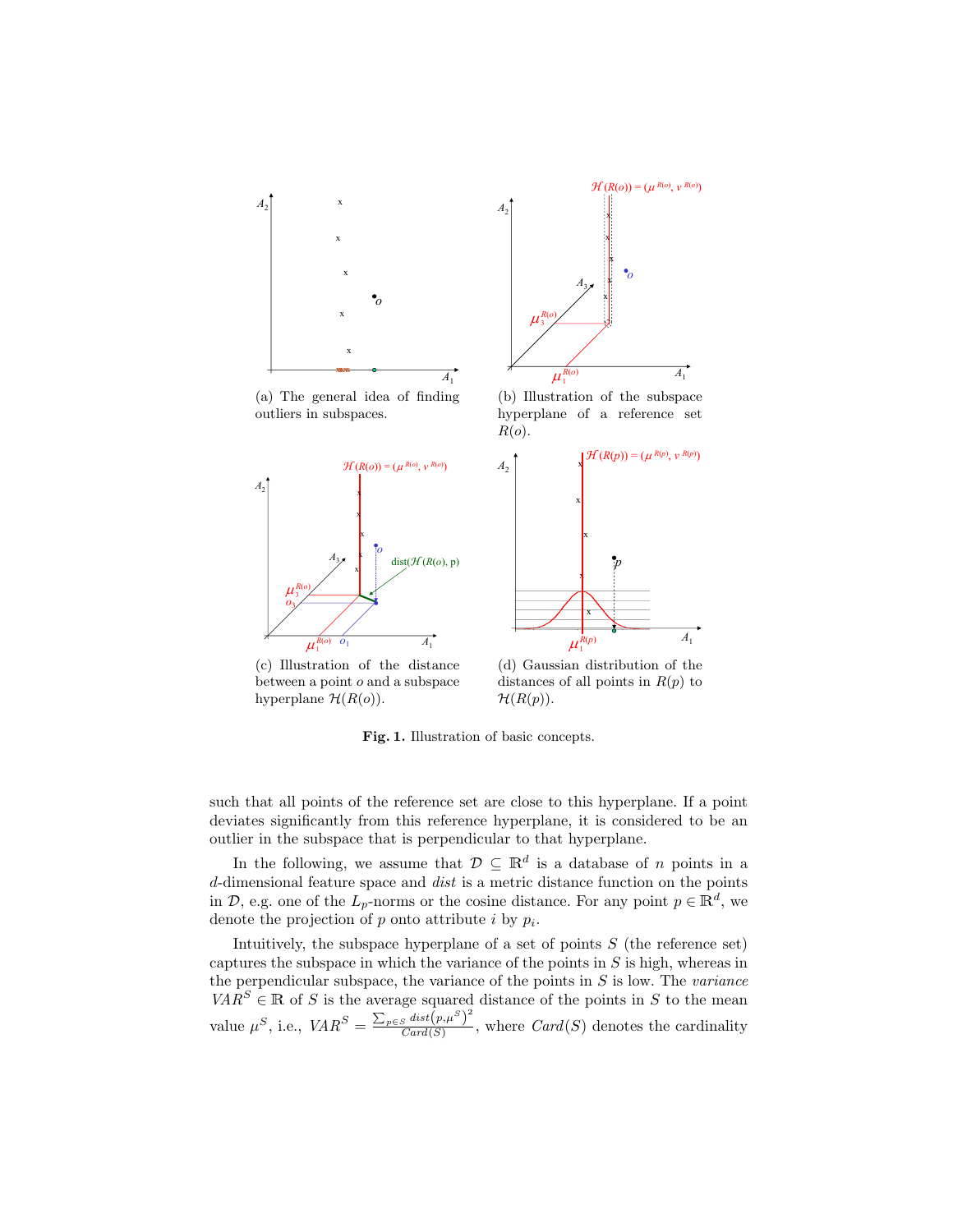(a) The general idea of finding outliers in subspaces.

(b) Illustration of the subspace hyperplane of a reference set $R(o)$.

(c) Illustration of the distance between a point $o$ and a subspace hyperplane $\mathcal{H}(R(o))$.

(d) Gaussian distribution of the distances of all points in $R(p)$ to $\mathcal{H}(R(p))$.

**Fig. 1.** Illustration of basic concepts.

such that all points of the reference set are close to this hyperplane. If a point deviates significantly from this reference hyperplane, it is considered to be an outlier in the subspace that is perpendicular to that hyperplane.

In the following, we assume that $\mathcal{D} \subseteq \mathbb{R}^d$ is a database of $n$ points in a $d$-dimensional feature space and *dist* is a metric distance function on the points in $\mathcal{D}$, e.g. one of the $L_p$-norms or the cosine distance. For any point $p \in \mathbb{R}^d$, we denote the projection of $p$ onto attribute $i$ by $p_i$.

Intuitively, the subspace hyperplane of a set of points $S$ (the reference set) captures the subspace in which the variance of the points in $S$ is high, whereas in the perpendicular subspace, the variance of the points in $S$ is low. The *variance* $VAR^S \in \mathbb{R}$ of $S$ is the average squared distance of the points in $S$ to the mean value $\mu^S$, i.e., $VAR^S = \frac{\sum_{p \in S} dist\left(p, \mu^S\right)^2}{Card(S)}$, where $Card(S)$ denotes the cardinality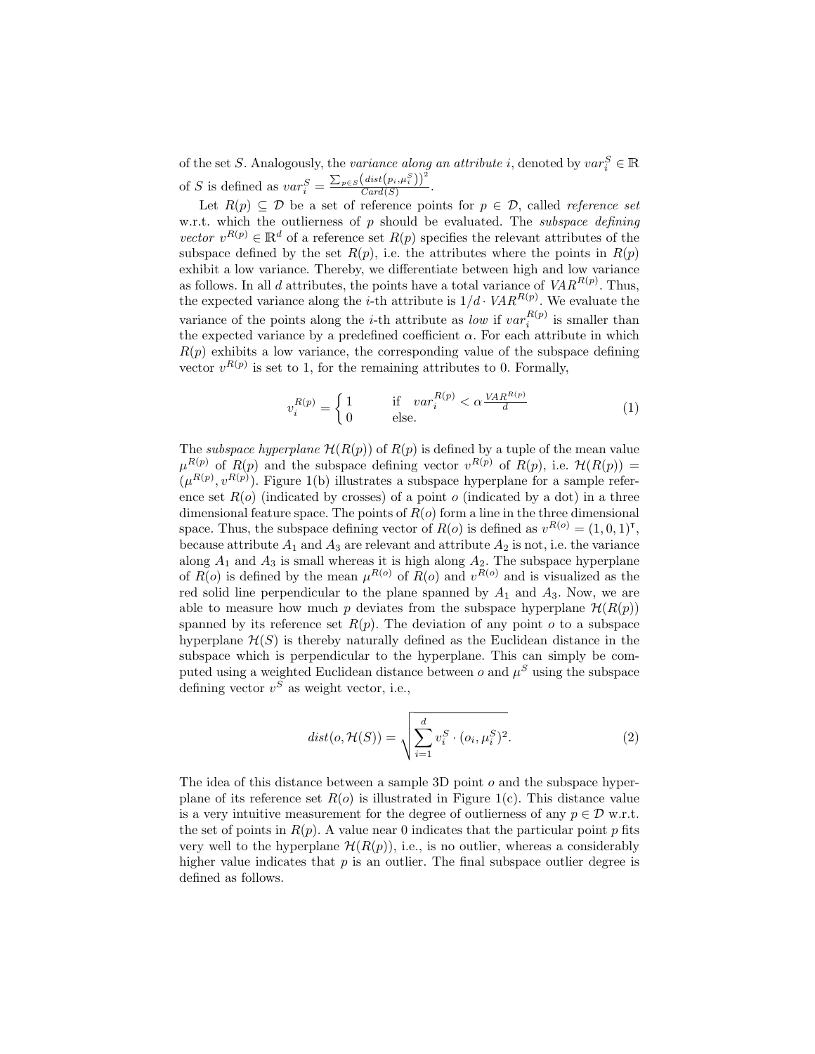of the set $S$. Analogously, the *variance along an attribute* $i$, denoted by $var_i^S \in \mathbb{R}$ of $S$ is defined as $var_i^S = \frac{\sum_{p \in S} \left(dist\left(p_i, \mu_i^S\right)\right)^2}{Card(S)}$.

Let $R(p) \subseteq \mathcal{D}$ be a set of reference points for $p \in \mathcal{D}$, called *reference set* w.r.t. which the outlierness of $p$ should be evaluated. The *subspace defining vector* $v^{R(p)} \in \mathbb{R}^d$ of a reference set $R(p)$ specifies the relevant attributes of the subspace defined by the set $R(p)$, i.e. the attributes where the points in $R(p)$ exhibit a low variance. Thereby, we differentiate between high and low variance as follows. In all $d$ attributes, the points have a total variance of $VAR^{R(p)}$. Thus, the expected variance along the $i$-th attribute is $1/d \cdot VAR^{R(p)}$. We evaluate the variance of the points along the $i$-th attribute as *low* if $var_i^{R(p)}$ is smaller than the expected variance by a predefined coefficient $\alpha$. For each attribute in which $R(p)$ exhibits a low variance, the corresponding value of the subspace defining vector $v^{R(p)}$ is set to 1, for the remaining attributes to 0. Formally,

$$v_i^{R(p)} = \begin{cases} 1 & \text{if} \quad var_i^{R(p)} < \alpha \frac{VAR^{R(p)}}{d} \\ 0 & \text{else.} \end{cases} \tag{1}$$

The *subspace hyperplane* $\mathcal{H}(R(p))$ of $R(p)$ is defined by a tuple of the mean value $\mu^{R(p)}$ of $R(p)$ and the subspace defining vector $v^{R(p)}$ of $R(p)$, i.e. $\mathcal{H}(R(p)) = (\mu^{R(p)}, v^{R(p)})$. Figure 1(b) illustrates a subspace hyperplane for a sample reference set $R(o)$ (indicated by crosses) of a point $o$ (indicated by a dot) in a three dimensional feature space. The points of $R(o)$ form a line in the three dimensional space. Thus, the subspace defining vector of $R(o)$ is defined as $v^{R(o)} = (1, 0, 1)^\intercal$, because attribute $A_1$ and $A_3$ are relevant and attribute $A_2$ is not, i.e. the variance along $A_1$ and $A_3$ is small whereas it is high along $A_2$. The subspace hyperplane of $R(o)$ is defined by the mean $\mu^{R(o)}$ of $R(o)$ and $v^{R(o)}$ and is visualized as the red solid line perpendicular to the plane spanned by $A_1$ and $A_3$. Now, we are able to measure how much $p$ deviates from the subspace hyperplane $\mathcal{H}(R(p))$ spanned by its reference set $R(p)$. The deviation of any point $o$ to a subspace hyperplane $\mathcal{H}(S)$ is thereby naturally defined as the Euclidean distance in the subspace which is perpendicular to the hyperplane. This can simply be computed using a weighted Euclidean distance between $o$ and $\mu^S$ using the subspace defining vector $v^S$ as weight vector, i.e.,

$$dist(o, \mathcal{H}(S)) = \sqrt{\sum_{i=1}^{d} v_i^S \cdot (o_i, \mu_i^S)^2}. \tag{2}$$

The idea of this distance between a sample 3D point $o$ and the subspace hyperplane of its reference set $R(o)$ is illustrated in Figure 1(c). This distance value is a very intuitive measurement for the degree of outlierness of any $p \in \mathcal{D}$ w.r.t. the set of points in $R(p)$. A value near 0 indicates that the particular point $p$ fits very well to the hyperplane $\mathcal{H}(R(p))$, i.e., is no outlier, whereas a considerably higher value indicates that $p$ is an outlier. The final subspace outlier degree is defined as follows.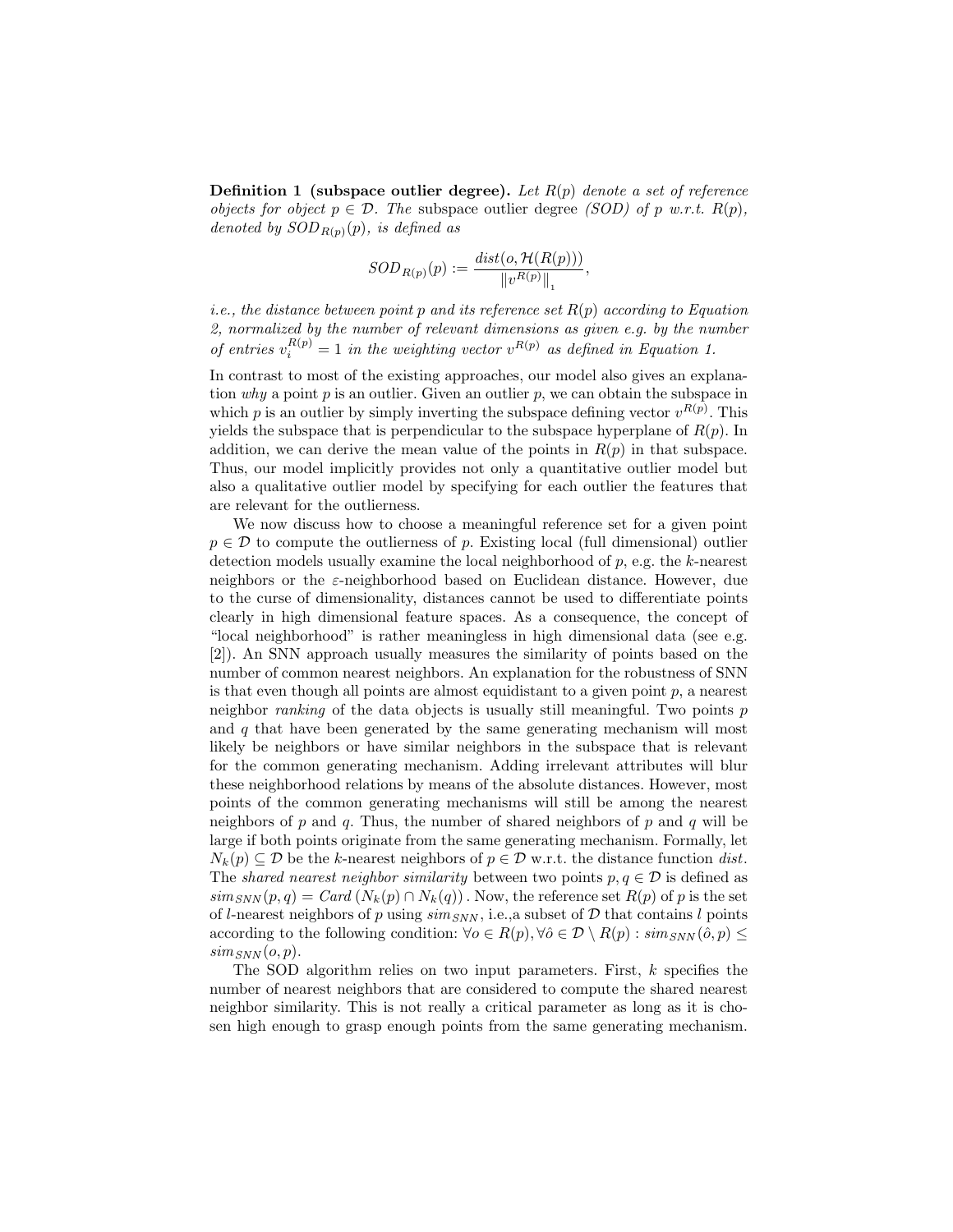**Definition 1 (subspace outlier degree).** *Let $R(p)$ denote a set of reference objects for object $p \in \mathcal{D}$. The* subspace outlier degree *(SOD) of $p$ w.r.t. $R(p)$, denoted by $SOD_{R(p)}(p)$, is defined as*

$$SOD_{R(p)}(p) := \frac{dist(o, \mathcal{H}(R(p)))}{\left\|v^{R(p)}\right\|_1},$$

*i.e., the distance between point $p$ and its reference set $R(p)$ according to Equation 2, normalized by the number of relevant dimensions as given e.g. by the number of entries $v_i^{R(p)} = 1$ in the weighting vector $v^{R(p)}$ as defined in Equation 1.*

In contrast to most of the existing approaches, our model also gives an explanation *why* a point $p$ is an outlier. Given an outlier $p$, we can obtain the subspace in which $p$ is an outlier by simply inverting the subspace defining vector $v^{R(p)}$. This yields the subspace that is perpendicular to the subspace hyperplane of $R(p)$. In addition, we can derive the mean value of the points in $R(p)$ in that subspace. Thus, our model implicitly provides not only a quantitative outlier model but also a qualitative outlier model by specifying for each outlier the features that are relevant for the outlierness.

We now discuss how to choose a meaningful reference set for a given point $p \in \mathcal{D}$ to compute the outlierness of $p$. Existing local (full dimensional) outlier detection models usually examine the local neighborhood of $p$, e.g. the $k$-nearest neighbors or the $\varepsilon$-neighborhood based on Euclidean distance. However, due to the curse of dimensionality, distances cannot be used to differentiate points clearly in high dimensional feature spaces. As a consequence, the concept of "local neighborhood" is rather meaningless in high dimensional data (see e.g. [2]). An SNN approach usually measures the similarity of points based on the number of common nearest neighbors. An explanation for the robustness of SNN is that even though all points are almost equidistant to a given point $p$, a nearest neighbor *ranking* of the data objects is usually still meaningful. Two points $p$ and $q$ that have been generated by the same generating mechanism will most likely be neighbors or have similar neighbors in the subspace that is relevant for the common generating mechanism. Adding irrelevant attributes will blur these neighborhood relations by means of the absolute distances. However, most points of the common generating mechanisms will still be among the nearest neighbors of $p$ and $q$. Thus, the number of shared neighbors of $p$ and $q$ will be large if both points originate from the same generating mechanism. Formally, let $N_k(p) \subseteq \mathcal{D}$ be the $k$-nearest neighbors of $p \in \mathcal{D}$ w.r.t. the distance function $dist$. The *shared nearest neighbor similarity* between two points $p, q \in \mathcal{D}$ is defined as $sim_{SNN}(p, q) = Card\left(N_k(p) \cap N_k(q)\right)$. Now, the reference set $R(p)$ of $p$ is the set of $l$-nearest neighbors of $p$ using $sim_{SNN}$, i.e.,a subset of $\mathcal{D}$ that contains $l$ points according to the following condition: $\forall o \in R(p), \forall \hat{o} \in \mathcal{D} \setminus R(p) : sim_{SNN}(\hat{o}, p) \leq sim_{SNN}(o, p)$.

The SOD algorithm relies on two input parameters. First, $k$ specifies the number of nearest neighbors that are considered to compute the shared nearest neighbor similarity. This is not really a critical parameter as long as it is chosen high enough to grasp enough points from the same generating mechanism.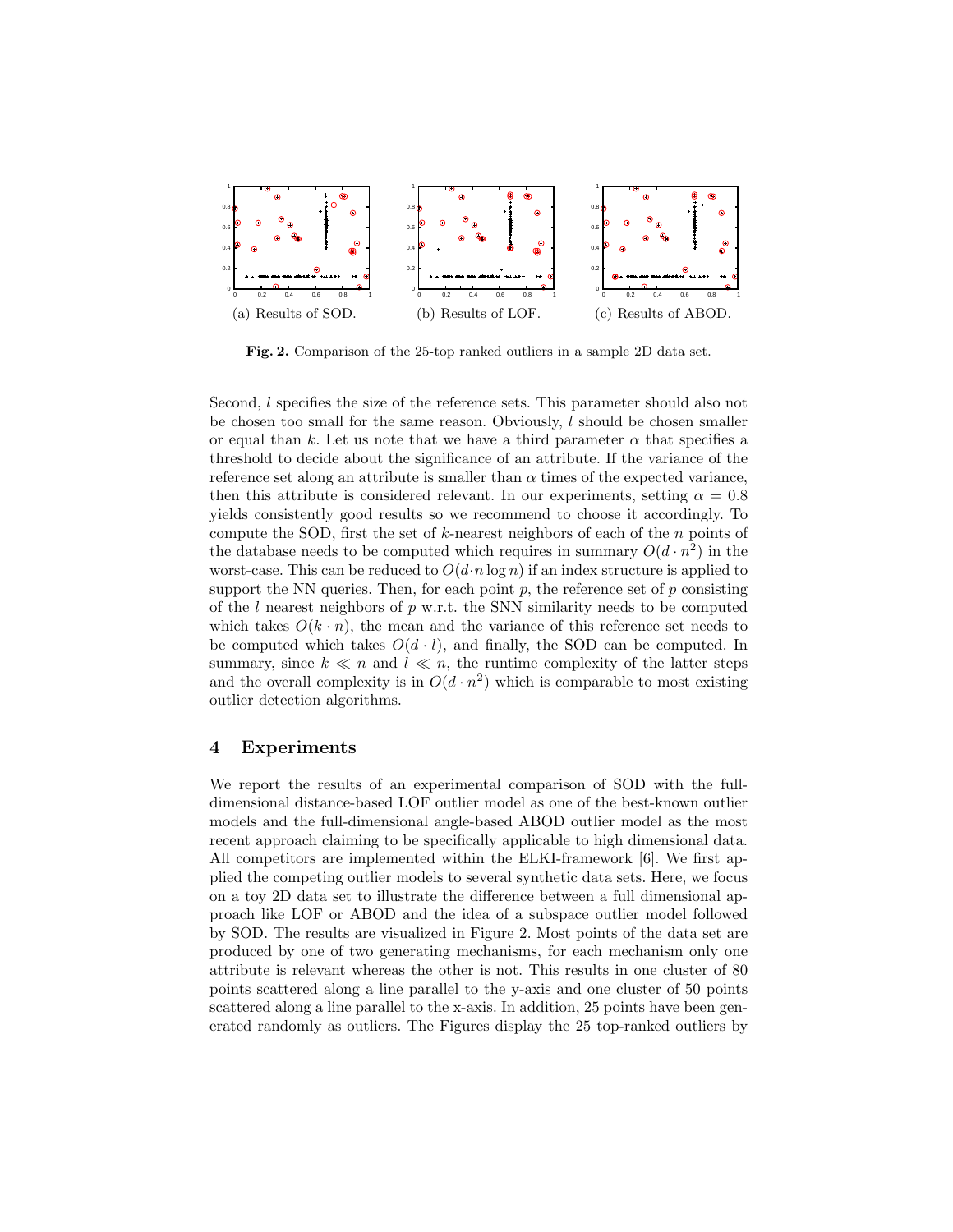(a) Results of SOD. (b) Results of LOF. (c) Results of ABOD.

**Fig. 2.** Comparison of the 25-top ranked outliers in a sample 2D data set.

Second, $l$ specifies the size of the reference sets. This parameter should also not be chosen too small for the same reason. Obviously, $l$ should be chosen smaller or equal than $k$. Let us note that we have a third parameter $\alpha$ that specifies a threshold to decide about the significance of an attribute. If the variance of the reference set along an attribute is smaller than $\alpha$ times of the expected variance, then this attribute is considered relevant. In our experiments, setting $\alpha = 0.8$ yields consistently good results so we recommend to choose it accordingly. To compute the SOD, first the set of $k$-nearest neighbors of each of the $n$ points of the database needs to be computed which requires in summary $O(d \cdot n^2)$ in the worst-case. This can be reduced to $O(d \cdot n \log n)$ if an index structure is applied to support the NN queries. Then, for each point $p$, the reference set of $p$ consisting of the $l$ nearest neighbors of $p$ w.r.t. the SNN similarity needs to be computed which takes $O(k \cdot n)$, the mean and the variance of this reference set needs to be computed which takes $O(d \cdot l)$, and finally, the SOD can be computed. In summary, since $k \ll n$ and $l \ll n$, the runtime complexity of the latter steps and the overall complexity is in $O(d \cdot n^2)$ which is comparable to most existing outlier detection algorithms.

## 4 Experiments

We report the results of an experimental comparison of SOD with the full-dimensional distance-based LOF outlier model as one of the best-known outlier models and the full-dimensional angle-based ABOD outlier model as the most recent approach claiming to be specifically applicable to high dimensional data. All competitors are implemented within the ELKI-framework [6]. We first applied the competing outlier models to several synthetic data sets. Here, we focus on a toy 2D data set to illustrate the difference between a full dimensional approach like LOF or ABOD and the idea of a subspace outlier model followed by SOD. The results are visualized in Figure 2. Most points of the data set are produced by one of two generating mechanisms, for each mechanism only one attribute is relevant whereas the other is not. This results in one cluster of 80 points scattered along a line parallel to the y-axis and one cluster of 50 points scattered along a line parallel to the x-axis. In addition, 25 points have been generated randomly as outliers. The Figures display the 25 top-ranked outliers by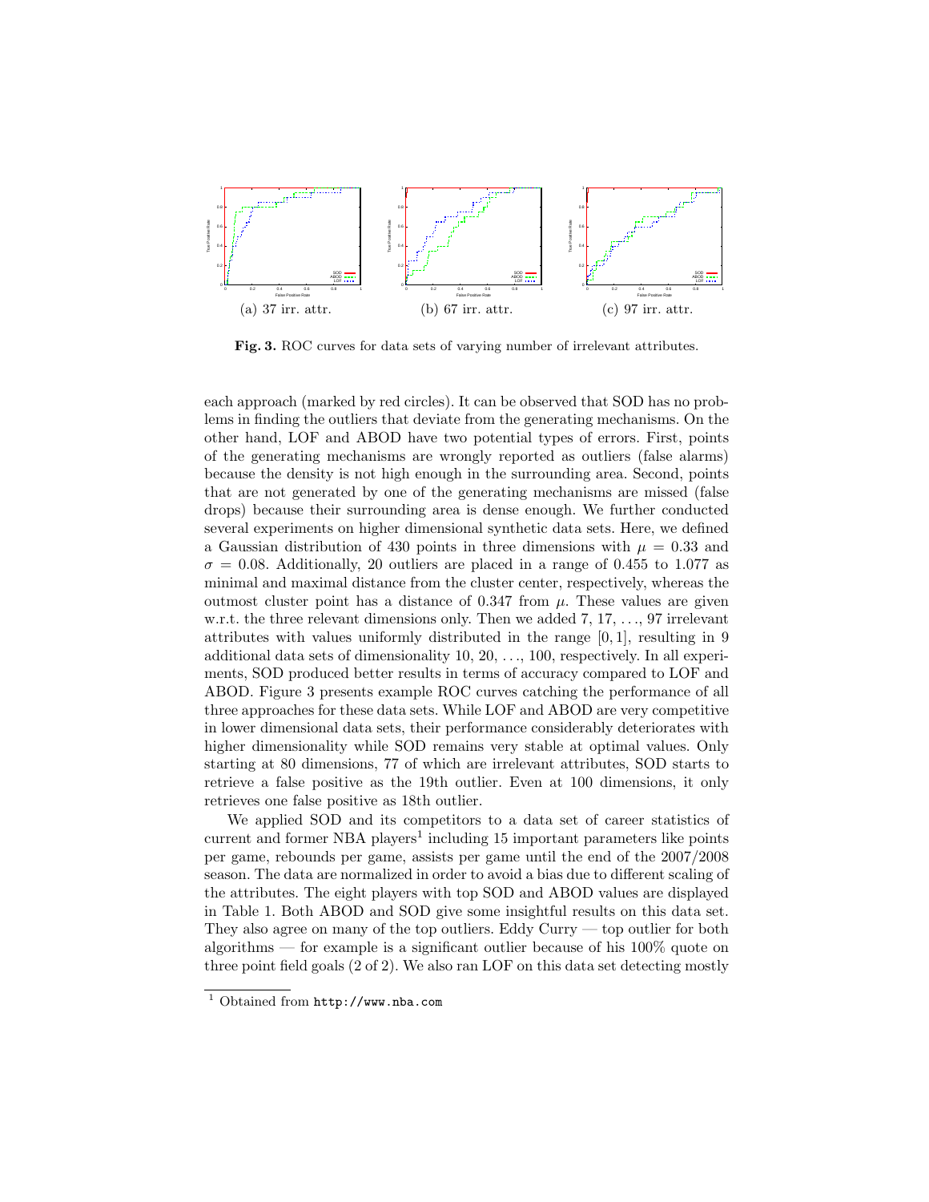(a) 37 irr. attr.

(b) 67 irr. attr.

(c) 97 irr. attr.

**Fig. 3.** ROC curves for data sets of varying number of irrelevant attributes.

each approach (marked by red circles). It can be observed that SOD has no problems in finding the outliers that deviate from the generating mechanisms. On the other hand, LOF and ABOD have two potential types of errors. First, points of the generating mechanisms are wrongly reported as outliers (false alarms) because the density is not high enough in the surrounding area. Second, points that are not generated by one of the generating mechanisms are missed (false drops) because their surrounding area is dense enough. We further conducted several experiments on higher dimensional synthetic data sets. Here, we defined a Gaussian distribution of 430 points in three dimensions with $\mu = 0.33$ and $\sigma = 0.08$. Additionally, 20 outliers are placed in a range of 0.455 to 1.077 as minimal and maximal distance from the cluster center, respectively, whereas the outmost cluster point has a distance of 0.347 from $\mu$. These values are given w.r.t. the three relevant dimensions only. Then we added 7, 17, ..., 97 irrelevant attributes with values uniformly distributed in the range $[0, 1]$, resulting in 9 additional data sets of dimensionality 10, 20, ..., 100, respectively. In all experiments, SOD produced better results in terms of accuracy compared to LOF and ABOD. Figure 3 presents example ROC curves catching the performance of all three approaches for these data sets. While LOF and ABOD are very competitive in lower dimensional data sets, their performance considerably deteriorates with higher dimensionality while SOD remains very stable at optimal values. Only starting at 80 dimensions, 77 of which are irrelevant attributes, SOD starts to retrieve a false positive as the 19th outlier. Even at 100 dimensions, it only retrieves one false positive as 18th outlier.

We applied SOD and its competitors to a data set of career statistics of current and former NBA players[1] including 15 important parameters like points per game, rebounds per game, assists per game until the end of the 2007/2008 season. The data are normalized in order to avoid a bias due to different scaling of the attributes. The eight players with top SOD and ABOD values are displayed in Table 1. Both ABOD and SOD give some insightful results on this data set. They also agree on many of the top outliers. Eddy Curry — top outlier for both algorithms — for example is a significant outlier because of his 100% quote on three point field goals (2 of 2). We also ran LOF on this data set detecting mostly

[1] Obtained from http://www.nba.com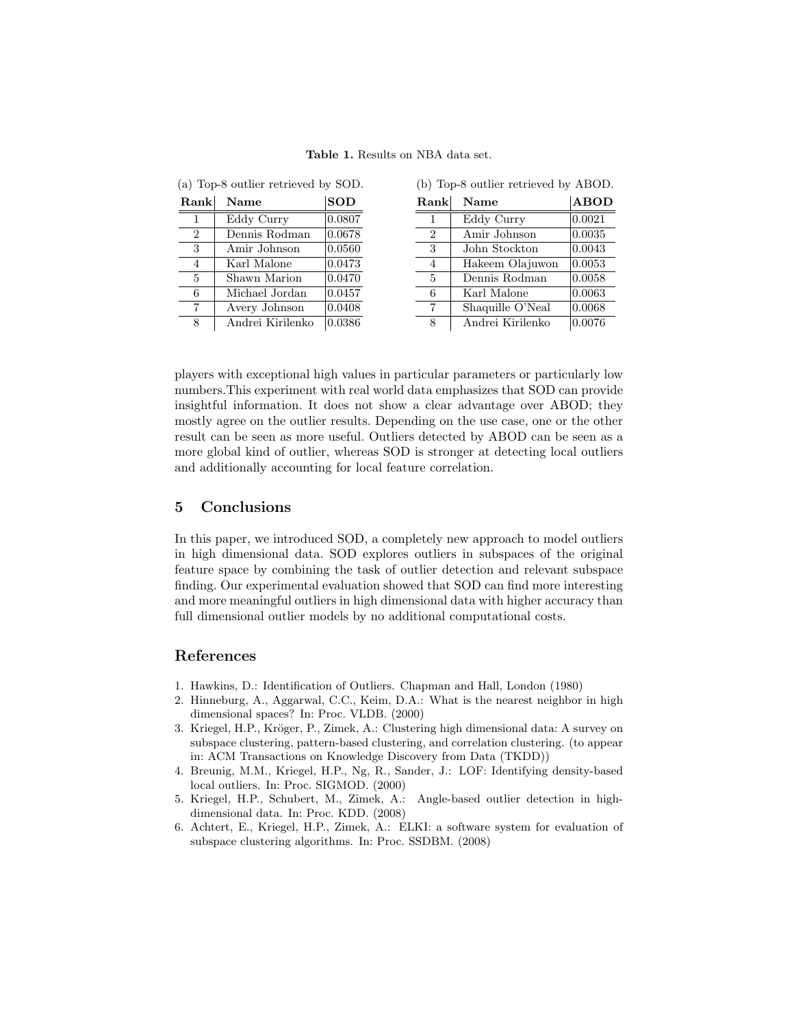**Table 1.** Results on NBA data set.

(a) Top-8 outlier retrieved by SOD.

| Rank | Name | SOD |
|---|---|---|
| 1 | Eddy Curry | 0.0807 |
| 2 | Dennis Rodman | 0.0678 |
| 3 | Amir Johnson | 0.0560 |
| 4 | Karl Malone | 0.0473 |
| 5 | Shawn Marion | 0.0470 |
| 6 | Michael Jordan | 0.0457 |
| 7 | Avery Johnson | 0.0408 |
| 8 | Andrei Kirilenko | 0.0386 |

(b) Top-8 outlier retrieved by ABOD.

| Rank | Name | ABOD |
|---|---|---|
| 1 | Eddy Curry | 0.0021 |
| 2 | Amir Johnson | 0.0035 |
| 3 | John Stockton | 0.0043 |
| 4 | Hakeem Olajuwon | 0.0053 |
| 5 | Dennis Rodman | 0.0058 |
| 6 | Karl Malone | 0.0063 |
| 7 | Shaquille O'Neal | 0.0068 |
| 8 | Andrei Kirilenko | 0.0076 |

players with exceptional high values in particular parameters or particularly low numbers.This experiment with real world data emphasizes that SOD can provide insightful information. It does not show a clear advantage over ABOD; they mostly agree on the outlier results. Depending on the use case, one or the other result can be seen as more useful. Outliers detected by ABOD can be seen as a more global kind of outlier, whereas SOD is stronger at detecting local outliers and additionally accounting for local feature correlation.

## 5 Conclusions

In this paper, we introduced SOD, a completely new approach to model outliers in high dimensional data. SOD explores outliers in subspaces of the original feature space by combining the task of outlier detection and relevant subspace finding. Our experimental evaluation showed that SOD can find more interesting and more meaningful outliers in high dimensional data with higher accuracy than full dimensional outlier models by no additional computational costs.

## References

1. Hawkins, D.: Identification of Outliers. Chapman and Hall, London (1980)
2. Hinneburg, A., Aggarwal, C.C., Keim, D.A.: What is the nearest neighbor in high dimensional spaces? In: Proc. VLDB. (2000)
3. Kriegel, H.P., Kröger, P., Zimek, A.: Clustering high dimensional data: A survey on subspace clustering, pattern-based clustering, and correlation clustering. (to appear in: ACM Transactions on Knowledge Discovery from Data (TKDD))
4. Breunig, M.M., Kriegel, H.P., Ng, R., Sander, J.: LOF: Identifying density-based local outliers. In: Proc. SIGMOD. (2000)
5. Kriegel, H.P., Schubert, M., Zimek, A.: Angle-based outlier detection in high-dimensional data. In: Proc. KDD. (2008)
6. Achtert, E., Kriegel, H.P., Zimek, A.: ELKI: a software system for evaluation of subspace clustering algorithms. In: Proc. SSDBM. (2008)